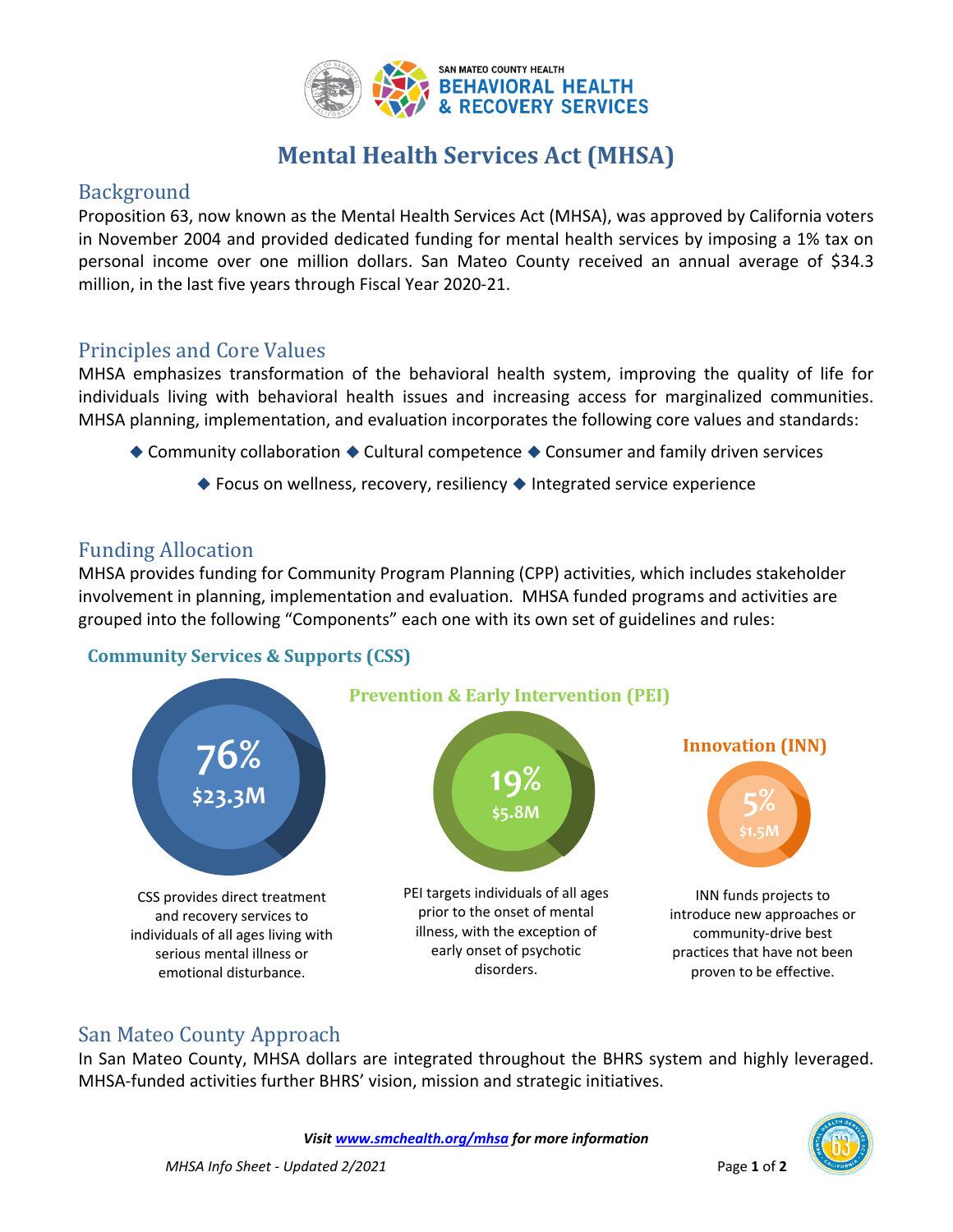SAN MATEO COUNTY HEALTH
BEHAVIORAL HEALTH & RECOVERY SERVICES

# Mental Health Services Act (MHSA)

## Background

Proposition 63, now known as the Mental Health Services Act (MHSA), was approved by California voters in November 2004 and provided dedicated funding for mental health services by imposing a 1% tax on personal income over one million dollars. San Mateo County received an annual average of $34.3 million, in the last five years through Fiscal Year 2020-21.

## Principles and Core Values

MHSA emphasizes transformation of the behavioral health system, improving the quality of life for individuals living with behavioral health issues and increasing access for marginalized communities. MHSA planning, implementation, and evaluation incorporates the following core values and standards:

◆ Community collaboration ◆ Cultural competence ◆ Consumer and family driven services

◆ Focus on wellness, recovery, resiliency ◆ Integrated service experience

## Funding Allocation

MHSA provides funding for Community Program Planning (CPP) activities, which includes stakeholder involvement in planning, implementation and evaluation. MHSA funded programs and activities are grouped into the following "Components" each one with its own set of guidelines and rules:

### Community Services & Supports (CSS)

**76%** — **$23.3M**

CSS provides direct treatment and recovery services to individuals of all ages living with serious mental illness or emotional disturbance.

### Prevention & Early Intervention (PEI)

**19%** — **$5.8M**

PEI targets individuals of all ages prior to the onset of mental illness, with the exception of early onset of psychotic disorders.

### Innovation (INN)

**5%** — **$1.5M**

INN funds projects to introduce new approaches or community-drive best practices that have not been proven to be effective.

## San Mateo County Approach

In San Mateo County, MHSA dollars are integrated throughout the BHRS system and highly leveraged. MHSA-funded activities further BHRS' vision, mission and strategic initiatives.

***Visit [www.smchealth.org/mhsa](http://www.smchealth.org/mhsa) for more information***

*MHSA Info Sheet - Updated 2/2021*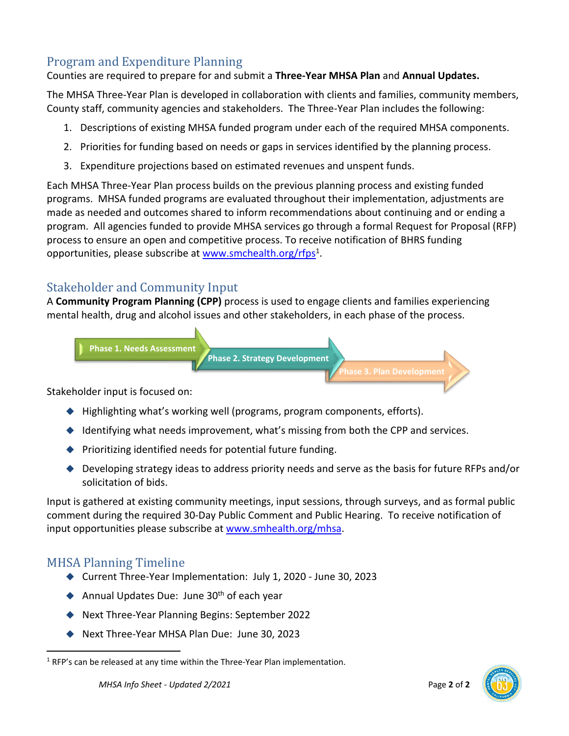## Program and Expenditure Planning

Counties are required to prepare for and submit a **Three-Year MHSA Plan** and **Annual Updates.**

The MHSA Three-Year Plan is developed in collaboration with clients and families, community members, County staff, community agencies and stakeholders. The Three-Year Plan includes the following:

1. Descriptions of existing MHSA funded program under each of the required MHSA components.
2. Priorities for funding based on needs or gaps in services identified by the planning process.
3. Expenditure projections based on estimated revenues and unspent funds.

Each MHSA Three-Year Plan process builds on the previous planning process and existing funded programs. MHSA funded programs are evaluated throughout their implementation, adjustments are made as needed and outcomes shared to inform recommendations about continuing and or ending a program. All agencies funded to provide MHSA services go through a formal Request for Proposal (RFP) process to ensure an open and competitive process. To receive notification of BHRS funding opportunities, please subscribe at www.smchealth.org/rfps[1].

## Stakeholder and Community Input

A **Community Program Planning (CPP)** process is used to engage clients and families experiencing mental health, drug and alcohol issues and other stakeholders, in each phase of the process.

Phase 1. Needs Assessment

Phase 2. Strategy Development

Phase 3. Plan Development

Stakeholder input is focused on:

- Highlighting what's working well (programs, program components, efforts).
- Identifying what needs improvement, what's missing from both the CPP and services.
- Prioritizing identified needs for potential future funding.
- Developing strategy ideas to address priority needs and serve as the basis for future RFPs and/or solicitation of bids.

Input is gathered at existing community meetings, input sessions, through surveys, and as formal public comment during the required 30-Day Public Comment and Public Hearing. To receive notification of input opportunities please subscribe at www.smhealth.org/mhsa.

## MHSA Planning Timeline

- Current Three-Year Implementation: July 1, 2020 - June 30, 2023
- Annual Updates Due: June 30th of each year
- Next Three-Year Planning Begins: September 2022
- Next Three-Year MHSA Plan Due: June 30, 2023

[1] RFP's can be released at any time within the Three-Year Plan implementation.